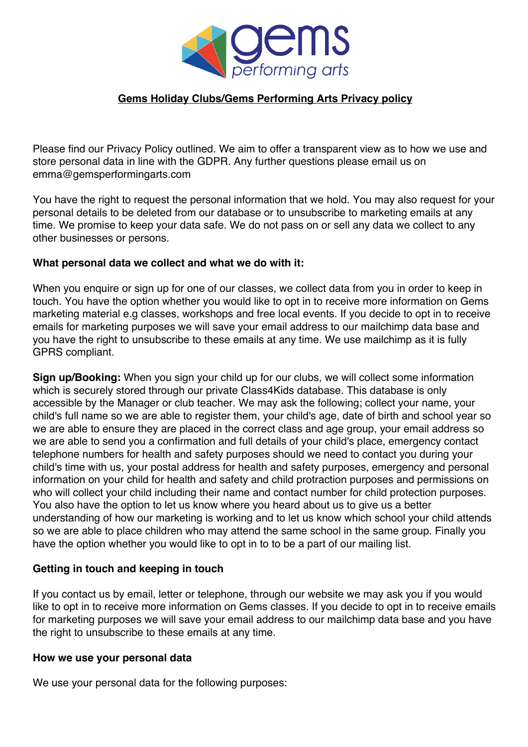# Gems Holiday Clubs/Gems Performing Arts Privacy policy

Please find our Privacy Policy outlined. We aim to offer a transparent view as to how we use and store personal data in line with the GDPR. Any further questions please email us on emma@gemsperformingarts.com

You have the right to request the personal information that we hold. You may also request for your personal details to be deleted from our database or to unsubscribe to marketing emails at any time. We promise to keep your data safe. We do not pass on or sell any data we collect to any other businesses or persons.

**What personal data we collect and what we do with it:**

When you enquire or sign up for one of our classes, we collect data from you in order to keep in touch. You have the option whether you would like to opt in to receive more information on Gems marketing material e.g classes, workshops and free local events. If you decide to opt in to receive emails for marketing purposes we will save your email address to our mailchimp data base and you have the right to unsubscribe to these emails at any time. We use mailchimp as it is fully GPRS compliant.

**Sign up/Booking:** When you sign your child up for our clubs, we will collect some information which is securely stored through our private Class4Kids database. This database is only accessible by the Manager or club teacher. We may ask the following; collect your name, your child's full name so we are able to register them, your child's age, date of birth and school year so we are able to ensure they are placed in the correct class and age group, your email address so we are able to send you a confirmation and full details of your child's place, emergency contact telephone numbers for health and safety purposes should we need to contact you during your child's time with us, your postal address for health and safety purposes, emergency and personal information on your child for health and safety and child protraction purposes and permissions on who will collect your child including their name and contact number for child protection purposes. You also have the option to let us know where you heard about us to give us a better understanding of how our marketing is working and to let us know which school your child attends so we are able to place children who may attend the same school in the same group. Finally you have the option whether you would like to opt in to to be a part of our mailing list.

**Getting in touch and keeping in touch**

If you contact us by email, letter or telephone, through our website we may ask you if you would like to opt in to receive more information on Gems classes. If you decide to opt in to receive emails for marketing purposes we will save your email address to our mailchimp data base and you have the right to unsubscribe to these emails at any time.

**How we use your personal data**

We use your personal data for the following purposes: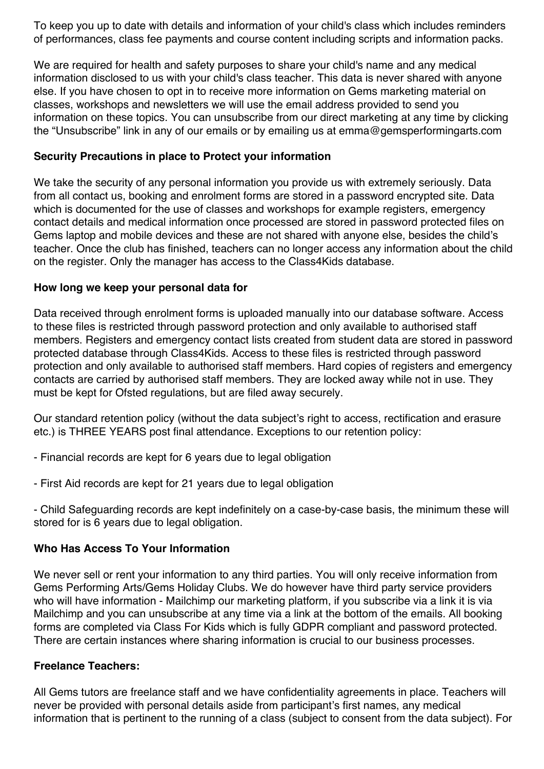To keep you up to date with details and information of your child's class which includes reminders of performances, class fee payments and course content including scripts and information packs.

We are required for health and safety purposes to share your child's name and any medical information disclosed to us with your child's class teacher. This data is never shared with anyone else. If you have chosen to opt in to receive more information on Gems marketing material on classes, workshops and newsletters we will use the email address provided to send you information on these topics. You can unsubscribe from our direct marketing at any time by clicking the “Unsubscribe” link in any of our emails or by emailing us at emma@gemsperformingarts.com

**Security Precautions in place to Protect your information**

We take the security of any personal information you provide us with extremely seriously. Data from all contact us, booking and enrolment forms are stored in a password encrypted site. Data which is documented for the use of classes and workshops for example registers, emergency contact details and medical information once processed are stored in password protected files on Gems laptop and mobile devices and these are not shared with anyone else, besides the child's teacher. Once the club has finished, teachers can no longer access any information about the child on the register. Only the manager has access to the Class4Kids database.

**How long we keep your personal data for**

Data received through enrolment forms is uploaded manually into our database software. Access to these files is restricted through password protection and only available to authorised staff members. Registers and emergency contact lists created from student data are stored in password protected database through Class4Kids. Access to these files is restricted through password protection and only available to authorised staff members. Hard copies of registers and emergency contacts are carried by authorised staff members. They are locked away while not in use. They must be kept for Ofsted regulations, but are filed away securely.

Our standard retention policy (without the data subject's right to access, rectification and erasure etc.) is THREE YEARS post final attendance. Exceptions to our retention policy:

- Financial records are kept for 6 years due to legal obligation

- First Aid records are kept for 21 years due to legal obligation

- Child Safeguarding records are kept indefinitely on a case-by-case basis, the minimum these will stored for is 6 years due to legal obligation.

**Who Has Access To Your Information**

We never sell or rent your information to any third parties. You will only receive information from Gems Performing Arts/Gems Holiday Clubs. We do however have third party service providers who will have information - Mailchimp our marketing platform, if you subscribe via a link it is via Mailchimp and you can unsubscribe at any time via a link at the bottom of the emails. All booking forms are completed via Class For Kids which is fully GDPR compliant and password protected. There are certain instances where sharing information is crucial to our business processes.

**Freelance Teachers:**

All Gems tutors are freelance staff and we have confidentiality agreements in place. Teachers will never be provided with personal details aside from participant's first names, any medical information that is pertinent to the running of a class (subject to consent from the data subject). For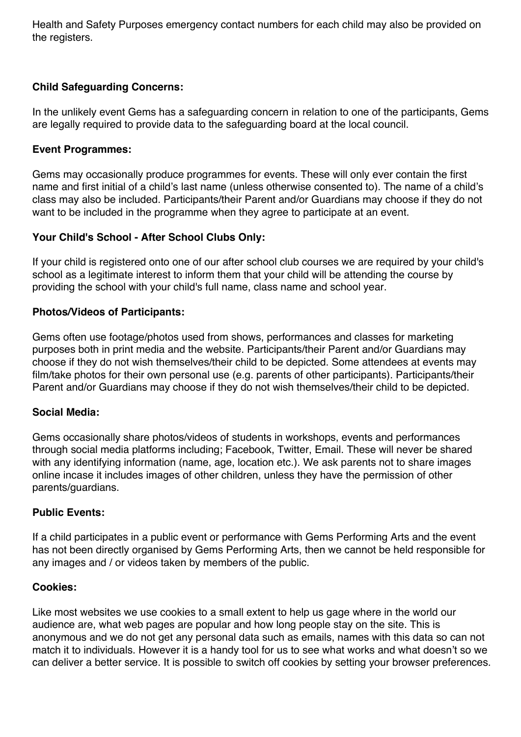Health and Safety Purposes emergency contact numbers for each child may also be provided on the registers.

**Child Safeguarding Concerns:**

In the unlikely event Gems has a safeguarding concern in relation to one of the participants, Gems are legally required to provide data to the safeguarding board at the local council.

**Event Programmes:**

Gems may occasionally produce programmes for events. These will only ever contain the first name and first initial of a child's last name (unless otherwise consented to). The name of a child's class may also be included. Participants/their Parent and/or Guardians may choose if they do not want to be included in the programme when they agree to participate at an event.

**Your Child's School - After School Clubs Only:**

If your child is registered onto one of our after school club courses we are required by your child's school as a legitimate interest to inform them that your child will be attending the course by providing the school with your child's full name, class name and school year.

**Photos/Videos of Participants:**

Gems often use footage/photos used from shows, performances and classes for marketing purposes both in print media and the website. Participants/their Parent and/or Guardians may choose if they do not wish themselves/their child to be depicted. Some attendees at events may film/take photos for their own personal use (e.g. parents of other participants). Participants/their Parent and/or Guardians may choose if they do not wish themselves/their child to be depicted.

**Social Media:**

Gems occasionally share photos/videos of students in workshops, events and performances through social media platforms including; Facebook, Twitter, Email. These will never be shared with any identifying information (name, age, location etc.). We ask parents not to share images online incase it includes images of other children, unless they have the permission of other parents/guardians.

**Public Events:**

If a child participates in a public event or performance with Gems Performing Arts and the event has not been directly organised by Gems Performing Arts, then we cannot be held responsible for any images and / or videos taken by members of the public.

**Cookies:**

Like most websites we use cookies to a small extent to help us gage where in the world our audience are, what web pages are popular and how long people stay on the site. This is anonymous and we do not get any personal data such as emails, names with this data so can not match it to individuals. However it is a handy tool for us to see what works and what doesn't so we can deliver a better service. It is possible to switch off cookies by setting your browser preferences.